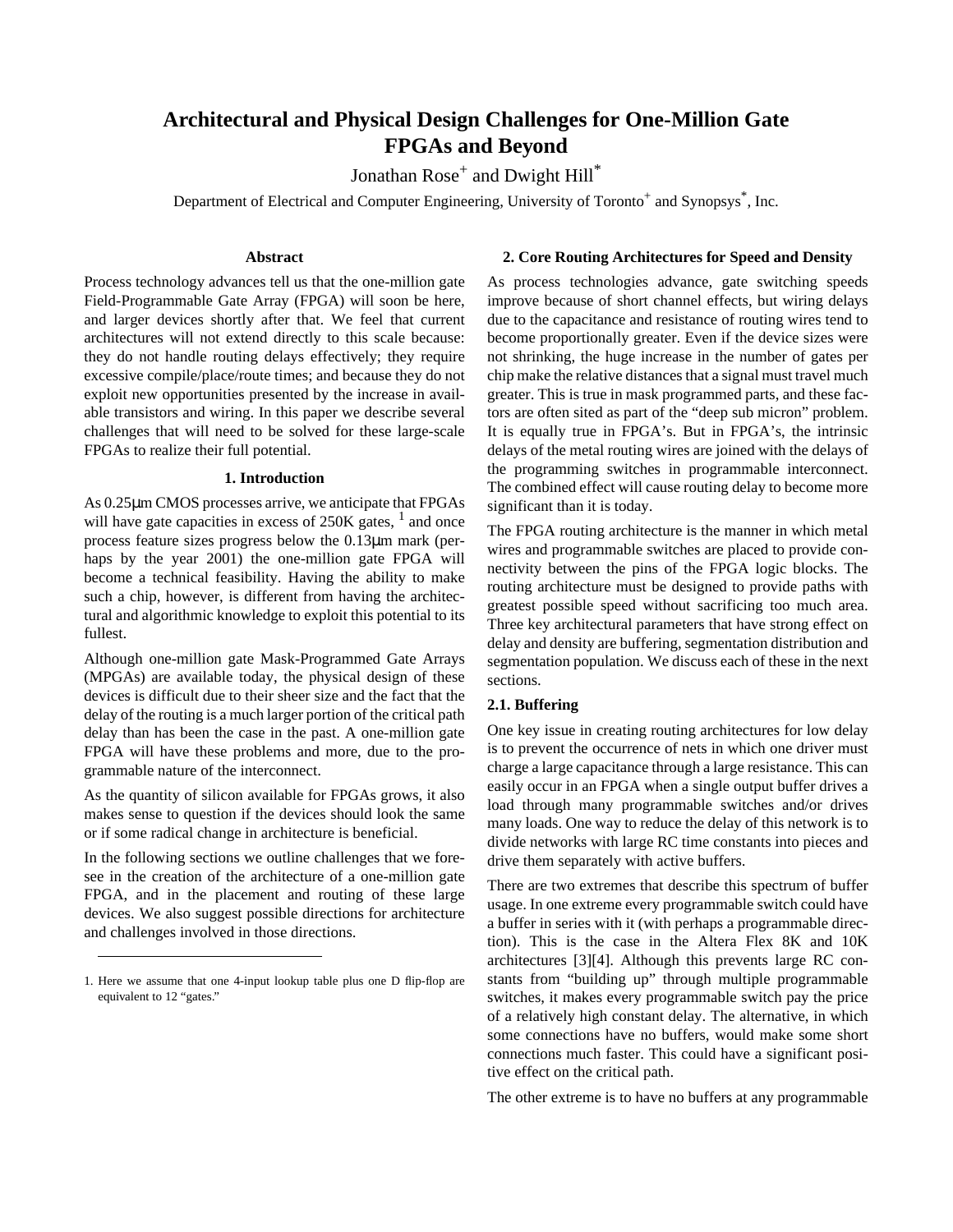# Architectural and Physical Design Challenges for One-Million Gate FPGAs and Beyond

Jonathan Rose[+] and Dwight Hill[*]

Department of Electrical and Computer Engineering, University of Toronto[+] and Synopsys[*], Inc.

### Abstract

Process technology advances tell us that the one-million gate Field-Programmable Gate Array (FPGA) will soon be here, and larger devices shortly after that. We feel that current architectures will not extend directly to this scale because: they do not handle routing delays effectively; they require excessive compile/place/route times; and because they do not exploit new opportunities presented by the increase in available transistors and wiring. In this paper we describe several challenges that will need to be solved for these large-scale FPGAs to realize their full potential.

## 1. Introduction

As 0.25μm CMOS processes arrive, we anticipate that FPGAs will have gate capacities in excess of 250K gates, [1] and once process feature sizes progress below the 0.13μm mark (perhaps by the year 2001) the one-million gate FPGA will become a technical feasibility. Having the ability to make such a chip, however, is different from having the architectural and algorithmic knowledge to exploit this potential to its fullest.

Although one-million gate Mask-Programmed Gate Arrays (MPGAs) are available today, the physical design of these devices is difficult due to their sheer size and the fact that the delay of the routing is a much larger portion of the critical path delay than has been the case in the past. A one-million gate FPGA will have these problems and more, due to the programmable nature of the interconnect.

As the quantity of silicon available for FPGAs grows, it also makes sense to question if the devices should look the same or if some radical change in architecture is beneficial.

In the following sections we outline challenges that we foresee in the creation of the architecture of a one-million gate FPGA, and in the placement and routing of these large devices. We also suggest possible directions for architecture and challenges involved in those directions.

1. Here we assume that one 4-input lookup table plus one D flip-flop are equivalent to 12 “gates.”

## 2. Core Routing Architectures for Speed and Density

As process technologies advance, gate switching speeds improve because of short channel effects, but wiring delays due to the capacitance and resistance of routing wires tend to become proportionally greater. Even if the device sizes were not shrinking, the huge increase in the number of gates per chip make the relative distances that a signal must travel much greater. This is true in mask programmed parts, and these factors are often sited as part of the “deep sub micron” problem. It is equally true in FPGA’s. But in FPGA’s, the intrinsic delays of the metal routing wires are joined with the delays of the programming switches in programmable interconnect. The combined effect will cause routing delay to become more significant than it is today.

The FPGA routing architecture is the manner in which metal wires and programmable switches are placed to provide connectivity between the pins of the FPGA logic blocks. The routing architecture must be designed to provide paths with greatest possible speed without sacrificing too much area. Three key architectural parameters that have strong effect on delay and density are buffering, segmentation distribution and segmentation population. We discuss each of these in the next sections.

### 2.1. Buffering

One key issue in creating routing architectures for low delay is to prevent the occurrence of nets in which one driver must charge a large capacitance through a large resistance. This can easily occur in an FPGA when a single output buffer drives a load through many programmable switches and/or drives many loads. One way to reduce the delay of this network is to divide networks with large RC time constants into pieces and drive them separately with active buffers.

There are two extremes that describe this spectrum of buffer usage. In one extreme every programmable switch could have a buffer in series with it (with perhaps a programmable direction). This is the case in the Altera Flex 8K and 10K architectures [3][4]. Although this prevents large RC constants from “building up” through multiple programmable switches, it makes every programmable switch pay the price of a relatively high constant delay. The alternative, in which some connections have no buffers, would make some short connections much faster. This could have a significant positive effect on the critical path.

The other extreme is to have no buffers at any programmable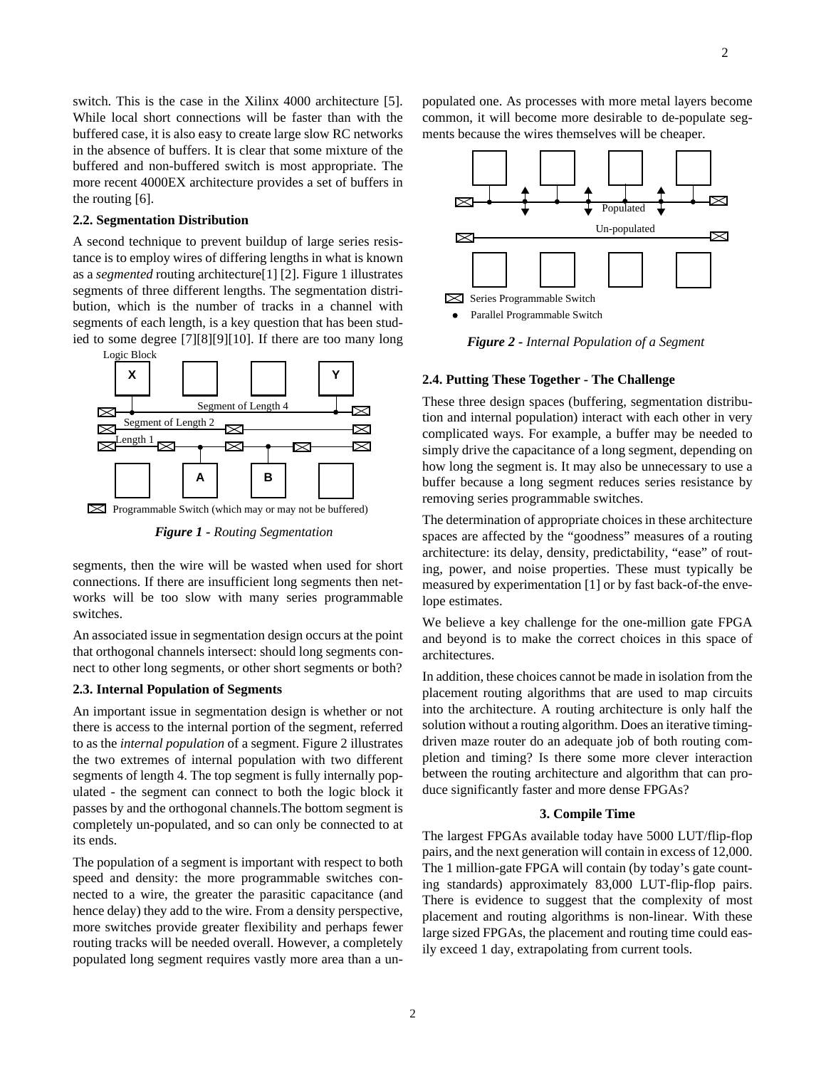switch. This is the case in the Xilinx 4000 architecture [5]. While local short connections will be faster than with the buffered case, it is also easy to create large slow RC networks in the absence of buffers. It is clear that some mixture of the buffered and non-buffered switch is most appropriate. The more recent 4000EX architecture provides a set of buffers in the routing [6].

### 2.2. Segmentation Distribution

A second technique to prevent buildup of large series resistance is to employ wires of differing lengths in what is known as a *segmented* routing architecture[1] [2]. Figure 1 illustrates segments of three different lengths. The segmentation distribution, which is the number of tracks in a channel with segments of each length, is a key question that has been studied to some degree [7][8][9][10]. If there are too many long segments, then the wire will be wasted when used for short connections. If there are insufficient long segments then networks will be too slow with many series programmable switches.

***Figure 1** - Routing Segmentation*

An associated issue in segmentation design occurs at the point that orthogonal channels intersect: should long segments connect to other long segments, or other short segments or both?

### 2.3. Internal Population of Segments

An important issue in segmentation design is whether or not there is access to the internal portion of the segment, referred to as the *internal population* of a segment. Figure 2 illustrates the two extremes of internal population with two different segments of length 4. The top segment is fully internally populated - the segment can connect to both the logic block it passes by and the orthogonal channels.The bottom segment is completely un-populated, and so can only be connected to at its ends.

The population of a segment is important with respect to both speed and density: the more programmable switches connected to a wire, the greater the parasitic capacitance (and hence delay) they add to the wire. From a density perspective, more switches provide greater flexibility and perhaps fewer routing tracks will be needed overall. However, a completely populated long segment requires vastly more area than a un-populated one. As processes with more metal layers become common, it will become more desirable to de-populate segments because the wires themselves will be cheaper.

***Figure 2** - Internal Population of a Segment*

### 2.4. Putting These Together - The Challenge

These three design spaces (buffering, segmentation distribution and internal population) interact with each other in very complicated ways. For example, a buffer may be needed to simply drive the capacitance of a long segment, depending on how long the segment is. It may also be unnecessary to use a buffer because a long segment reduces series resistance by removing series programmable switches.

The determination of appropriate choices in these architecture spaces are affected by the "goodness" measures of a routing architecture: its delay, density, predictability, "ease" of routing, power, and noise properties. These must typically be measured by experimentation [1] or by fast back-of-the envelope estimates.

We believe a key challenge for the one-million gate FPGA and beyond is to make the correct choices in this space of architectures.

In addition, these choices cannot be made in isolation from the placement routing algorithms that are used to map circuits into the architecture. A routing architecture is only half the solution without a routing algorithm. Does an iterative timing-driven maze router do an adequate job of both routing completion and timing? Is there some more clever interaction between the routing architecture and algorithm that can produce significantly faster and more dense FPGAs?

## 3. Compile Time

The largest FPGAs available today have 5000 LUT/flip-flop pairs, and the next generation will contain in excess of 12,000. The 1 million-gate FPGA will contain (by today's gate counting standards) approximately 83,000 LUT-flip-flop pairs. There is evidence to suggest that the complexity of most placement and routing algorithms is non-linear. With these large sized FPGAs, the placement and routing time could easily exceed 1 day, extrapolating from current tools.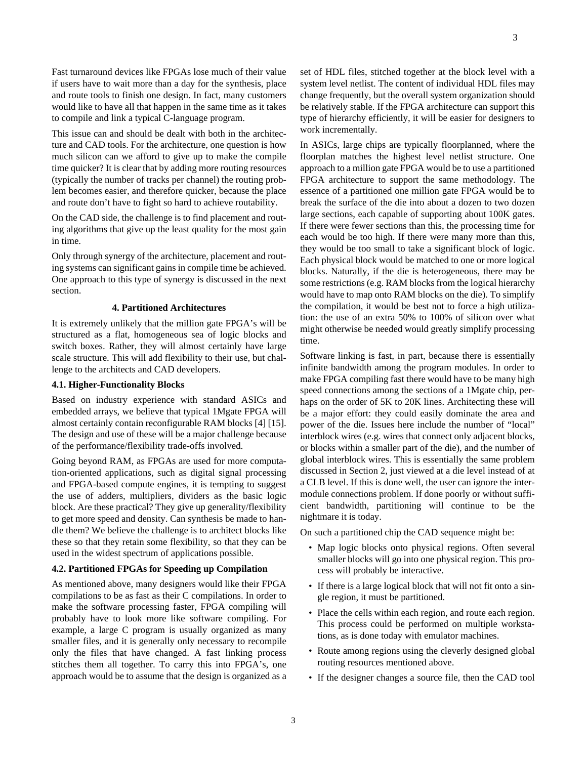Fast turnaround devices like FPGAs lose much of their value if users have to wait more than a day for the synthesis, place and route tools to finish one design. In fact, many customers would like to have all that happen in the same time as it takes to compile and link a typical C-language program.

This issue can and should be dealt with both in the architecture and CAD tools. For the architecture, one question is how much silicon can we afford to give up to make the compile time quicker? It is clear that by adding more routing resources (typically the number of tracks per channel) the routing problem becomes easier, and therefore quicker, because the place and route don't have to fight so hard to achieve routability.

On the CAD side, the challenge is to find placement and routing algorithms that give up the least quality for the most gain in time.

Only through synergy of the architecture, placement and routing systems can significant gains in compile time be achieved. One approach to this type of synergy is discussed in the next section.

## 4. Partitioned Architectures

It is extremely unlikely that the million gate FPGA's will be structured as a flat, homogeneous sea of logic blocks and switch boxes. Rather, they will almost certainly have large scale structure. This will add flexibility to their use, but challenge to the architects and CAD developers.

### 4.1. Higher-Functionality Blocks

Based on industry experience with standard ASICs and embedded arrays, we believe that typical 1Mgate FPGA will almost certainly contain reconfigurable RAM blocks [4] [15]. The design and use of these will be a major challenge because of the performance/flexibility trade-offs involved.

Going beyond RAM, as FPGAs are used for more computation-oriented applications, such as digital signal processing and FPGA-based compute engines, it is tempting to suggest the use of adders, multipliers, dividers as the basic logic block. Are these practical? They give up generality/flexibility to get more speed and density. Can synthesis be made to handle them? We believe the challenge is to architect blocks like these so that they retain some flexibility, so that they can be used in the widest spectrum of applications possible.

### 4.2. Partitioned FPGAs for Speeding up Compilation

As mentioned above, many designers would like their FPGA compilations to be as fast as their C compilations. In order to make the software processing faster, FPGA compiling will probably have to look more like software compiling. For example, a large C program is usually organized as many smaller files, and it is generally only necessary to recompile only the files that have changed. A fast linking process stitches them all together. To carry this into FPGA's, one approach would be to assume that the design is organized as a set of HDL files, stitched together at the block level with a system level netlist. The content of individual HDL files may change frequently, but the overall system organization should be relatively stable. If the FPGA architecture can support this type of hierarchy efficiently, it will be easier for designers to work incrementally.

In ASICs, large chips are typically floorplanned, where the floorplan matches the highest level netlist structure. One approach to a million gate FPGA would be to use a partitioned FPGA architecture to support the same methodology. The essence of a partitioned one million gate FPGA would be to break the surface of the die into about a dozen to two dozen large sections, each capable of supporting about 100K gates. If there were fewer sections than this, the processing time for each would be too high. If there were many more than this, they would be too small to take a significant block of logic. Each physical block would be matched to one or more logical blocks. Naturally, if the die is heterogeneous, there may be some restrictions (e.g. RAM blocks from the logical hierarchy would have to map onto RAM blocks on the die). To simplify the compilation, it would be best not to force a high utilization: the use of an extra 50% to 100% of silicon over what might otherwise be needed would greatly simplify processing time.

Software linking is fast, in part, because there is essentially infinite bandwidth among the program modules. In order to make FPGA compiling fast there would have to be many high speed connections among the sections of a 1Mgate chip, perhaps on the order of 5K to 20K lines. Architecting these will be a major effort: they could easily dominate the area and power of the die. Issues here include the number of "local" interblock wires (e.g. wires that connect only adjacent blocks, or blocks within a smaller part of the die), and the number of global interblock wires. This is essentially the same problem discussed in Section 2, just viewed at a die level instead of at a CLB level. If this is done well, the user can ignore the intermodule connections problem. If done poorly or without sufficient bandwidth, partitioning will continue to be the nightmare it is today.

On such a partitioned chip the CAD sequence might be:

- Map logic blocks onto physical regions. Often several smaller blocks will go into one physical region. This process will probably be interactive.
- If there is a large logical block that will not fit onto a single region, it must be partitioned.
- Place the cells within each region, and route each region. This process could be performed on multiple workstations, as is done today with emulator machines.
- Route among regions using the cleverly designed global routing resources mentioned above.
- If the designer changes a source file, then the CAD tool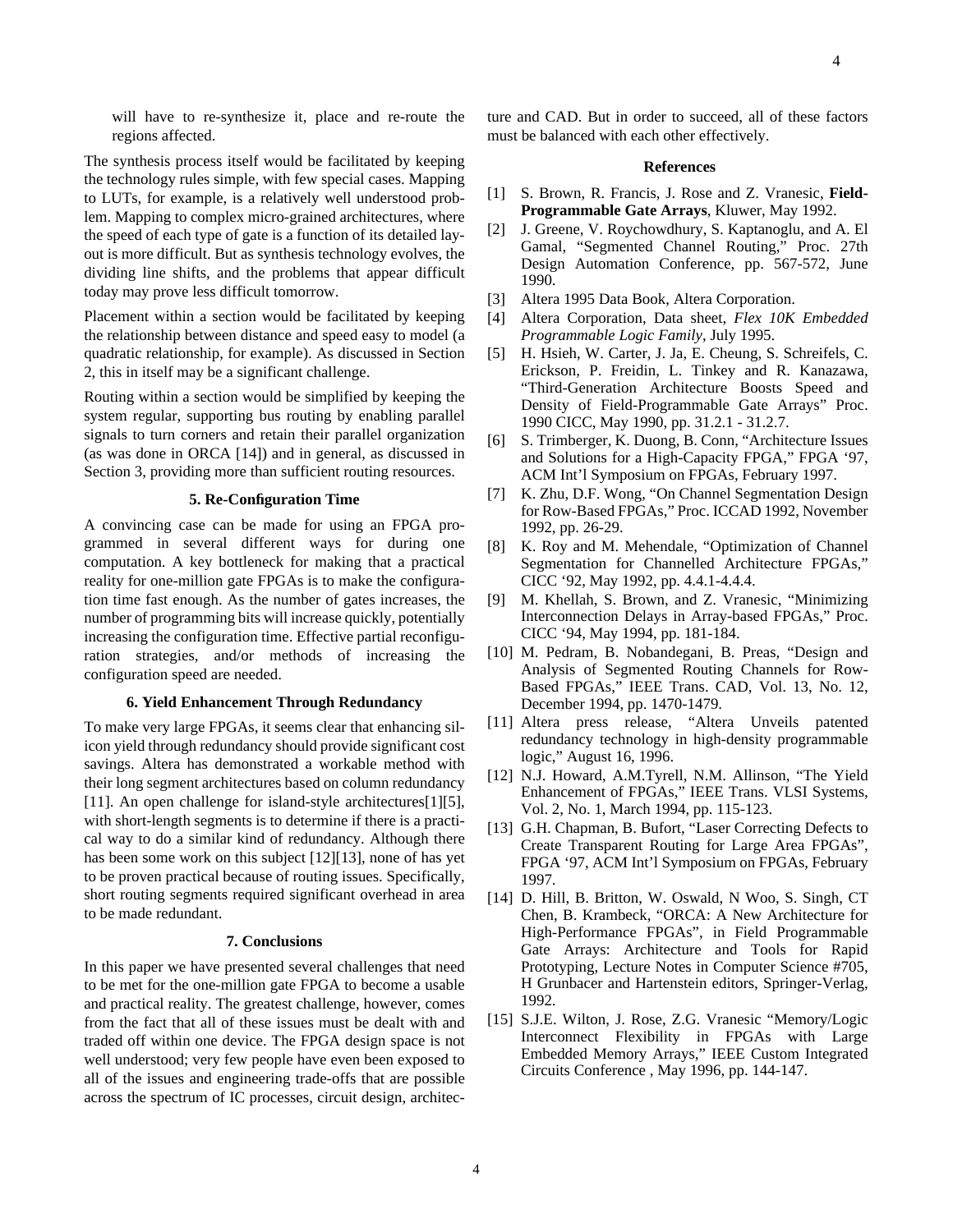will have to re-synthesize it, place and re-route the regions affected.

The synthesis process itself would be facilitated by keeping the technology rules simple, with few special cases. Mapping to LUTs, for example, is a relatively well understood problem. Mapping to complex micro-grained architectures, where the speed of each type of gate is a function of its detailed layout is more difficult. But as synthesis technology evolves, the dividing line shifts, and the problems that appear difficult today may prove less difficult tomorrow.

Placement within a section would be facilitated by keeping the relationship between distance and speed easy to model (a quadratic relationship, for example). As discussed in Section 2, this in itself may be a significant challenge.

Routing within a section would be simplified by keeping the system regular, supporting bus routing by enabling parallel signals to turn corners and retain their parallel organization (as was done in ORCA [14]) and in general, as discussed in Section 3, providing more than sufficient routing resources.

## 5. Re-Configuration Time

A convincing case can be made for using an FPGA programmed in several different ways for during one computation. A key bottleneck for making that a practical reality for one-million gate FPGAs is to make the configuration time fast enough. As the number of gates increases, the number of programming bits will increase quickly, potentially increasing the configuration time. Effective partial reconfiguration strategies, and/or methods of increasing the configuration speed are needed.

## 6. Yield Enhancement Through Redundancy

To make very large FPGAs, it seems clear that enhancing silicon yield through redundancy should provide significant cost savings. Altera has demonstrated a workable method with their long segment architectures based on column redundancy [11]. An open challenge for island-style architectures[1][5], with short-length segments is to determine if there is a practical way to do a similar kind of redundancy. Although there has been some work on this subject [12][13], none of has yet to be proven practical because of routing issues. Specifically, short routing segments required significant overhead in area to be made redundant.

## 7. Conclusions

In this paper we have presented several challenges that need to be met for the one-million gate FPGA to become a usable and practical reality. The greatest challenge, however, comes from the fact that all of these issues must be dealt with and traded off within one device. The FPGA design space is not well understood; very few people have even been exposed to all of the issues and engineering trade-offs that are possible across the spectrum of IC processes, circuit design, architecture and CAD. But in order to succeed, all of these factors must be balanced with each other effectively.

## References

[1] S. Brown, R. Francis, J. Rose and Z. Vranesic, **Field-Programmable Gate Arrays**, Kluwer, May 1992.

[2] J. Greene, V. Roychowdhury, S. Kaptanoglu, and A. El Gamal, "Segmented Channel Routing," Proc. 27th Design Automation Conference, pp. 567-572, June 1990.

[3] Altera 1995 Data Book, Altera Corporation.

[4] Altera Corporation, Data sheet, *Flex 10K Embedded Programmable Logic Family*, July 1995.

[5] H. Hsieh, W. Carter, J. Ja, E. Cheung, S. Schreifels, C. Erickson, P. Freidin, L. Tinkey and R. Kanazawa, "Third-Generation Architecture Boosts Speed and Density of Field-Programmable Gate Arrays" Proc. 1990 CICC, May 1990, pp. 31.2.1 - 31.2.7.

[6] S. Trimberger, K. Duong, B. Conn, "Architecture Issues and Solutions for a High-Capacity FPGA," FPGA '97, ACM Int'l Symposium on FPGAs, February 1997.

[7] K. Zhu, D.F. Wong, "On Channel Segmentation Design for Row-Based FPGAs," Proc. ICCAD 1992, November 1992, pp. 26-29.

[8] K. Roy and M. Mehendale, "Optimization of Channel Segmentation for Channelled Architecture FPGAs," CICC '92, May 1992, pp. 4.4.1-4.4.4.

[9] M. Khellah, S. Brown, and Z. Vranesic, "Minimizing Interconnection Delays in Array-based FPGAs," Proc. CICC '94, May 1994, pp. 181-184.

[10] M. Pedram, B. Nobandegani, B. Preas, "Design and Analysis of Segmented Routing Channels for Row-Based FPGAs," IEEE Trans. CAD, Vol. 13, No. 12, December 1994, pp. 1470-1479.

[11] Altera press release, "Altera Unveils patented redundancy technology in high-density programmable logic," August 16, 1996.

[12] N.J. Howard, A.M.Tyrell, N.M. Allinson, "The Yield Enhancement of FPGAs," IEEE Trans. VLSI Systems, Vol. 2, No. 1, March 1994, pp. 115-123.

[13] G.H. Chapman, B. Bufort, "Laser Correcting Defects to Create Transparent Routing for Large Area FPGAs", FPGA '97, ACM Int'l Symposium on FPGAs, February 1997.

[14] D. Hill, B. Britton, W. Oswald, N Woo, S. Singh, CT Chen, B. Krambeck, "ORCA: A New Architecture for High-Performance FPGAs", in Field Programmable Gate Arrays: Architecture and Tools for Rapid Prototyping, Lecture Notes in Computer Science #705, H Grunbacer and Hartenstein editors, Springer-Verlag, 1992.

[15] S.J.E. Wilton, J. Rose, Z.G. Vranesic "Memory/Logic Interconnect Flexibility in FPGAs with Large Embedded Memory Arrays," IEEE Custom Integrated Circuits Conference , May 1996, pp. 144-147.